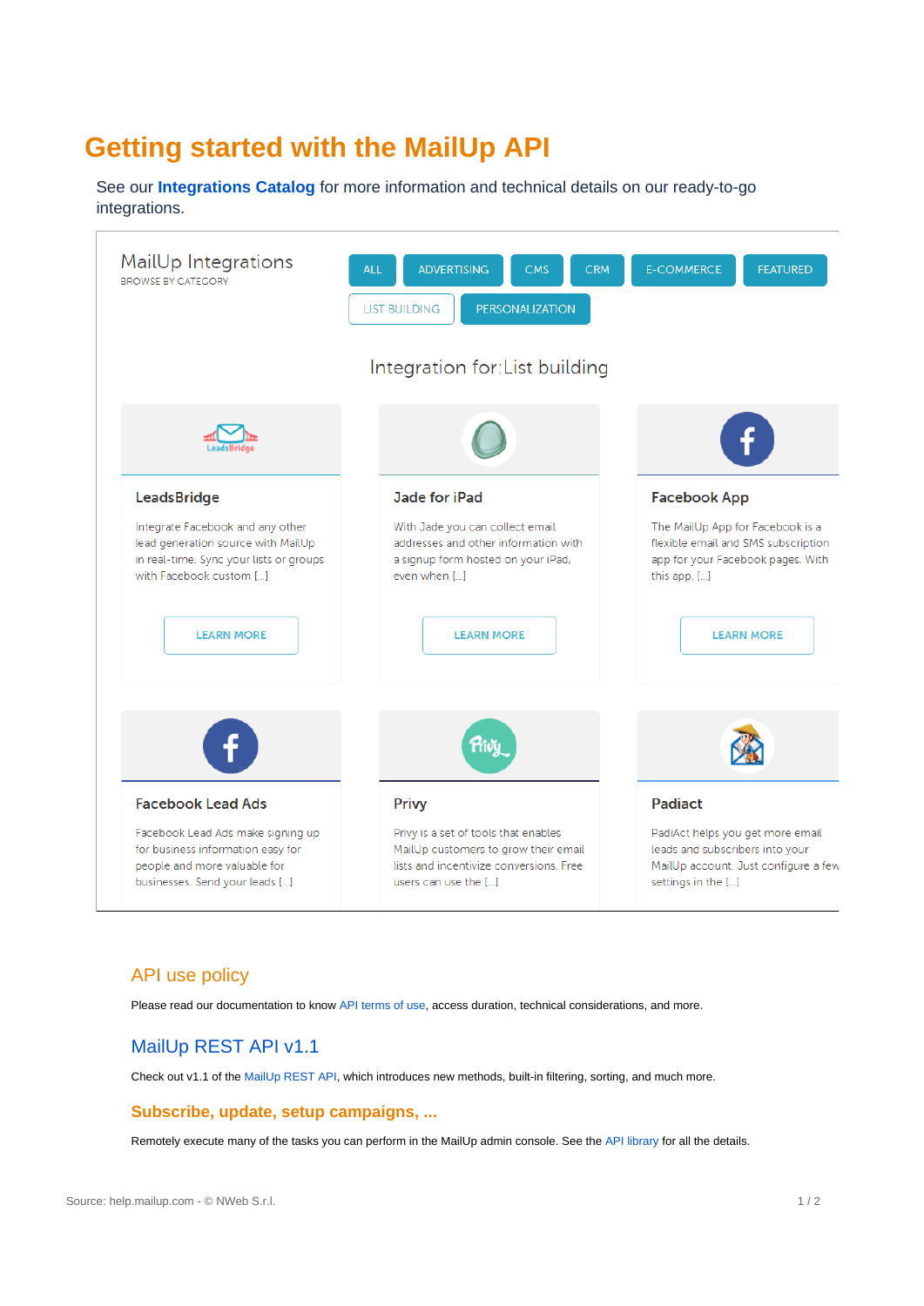# Getting started with the MailUp API

See our **Integrations Catalog** for more information and technical details on our ready-to-go integrations.

MailUp Integrations
BROWSE BY CATEGORY

ALL | ADVERTISING | CMS | CRM | E-COMMERCE | FEATURED | LIST BUILDING | PERSONALIZATION

Integration for: List building

**LeadsBridge**

Integrate Facebook and any other lead generation source with MailUp in real-time. Sync your lists or groups with Facebook custom [...]

LEARN MORE

**Jade for iPad**

With Jade you can collect email addresses and other information with a signup form hosted on your iPad, even when [...]

LEARN MORE

**Facebook App**

The MailUp App for Facebook is a flexible email and SMS subscription app for your Facebook pages. With this app, [...]

LEARN MORE

**Facebook Lead Ads**

Facebook Lead Ads make signing up for business information easy for people and more valuable for businesses. Send your leads [...]

**Privy**

Privy is a set of tools that enables MailUp customers to grow their email lists and incentivize conversions. Free users can use the [...]

**Padiact**

PadiAct helps you get more email leads and subscribers into your MailUp account. Just configure a few settings in the [...]

## API use policy

Please read our documentation to know API terms of use, access duration, technical considerations, and more.

## MailUp REST API v1.1

Check out v1.1 of the MailUp REST API, which introduces new methods, built-in filtering, sorting, and much more.

### Subscribe, update, setup campaigns, ...

Remotely execute many of the tasks you can perform in the MailUp admin console. See the API library for all the details.

Source: help.mailup.com - © NWeb S.r.l.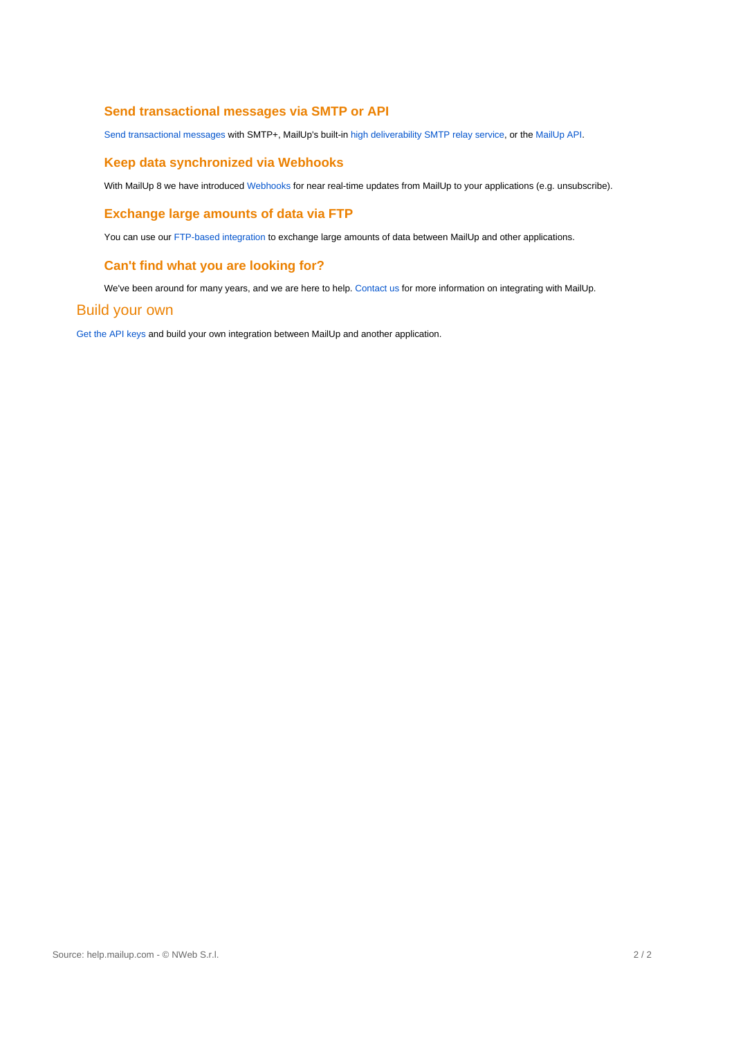### Send transactional messages via SMTP or API

Send transactional messages with SMTP+, MailUp's built-in high deliverability SMTP relay service, or the MailUp API.

### Keep data synchronized via Webhooks

With MailUp 8 we have introduced Webhooks for near real-time updates from MailUp to your applications (e.g. unsubscribe).

### Exchange large amounts of data via FTP

You can use our FTP-based integration to exchange large amounts of data between MailUp and other applications.

### Can't find what you are looking for?

We've been around for many years, and we are here to help. Contact us for more information on integrating with MailUp.

## Build your own

Get the API keys and build your own integration between MailUp and another application.